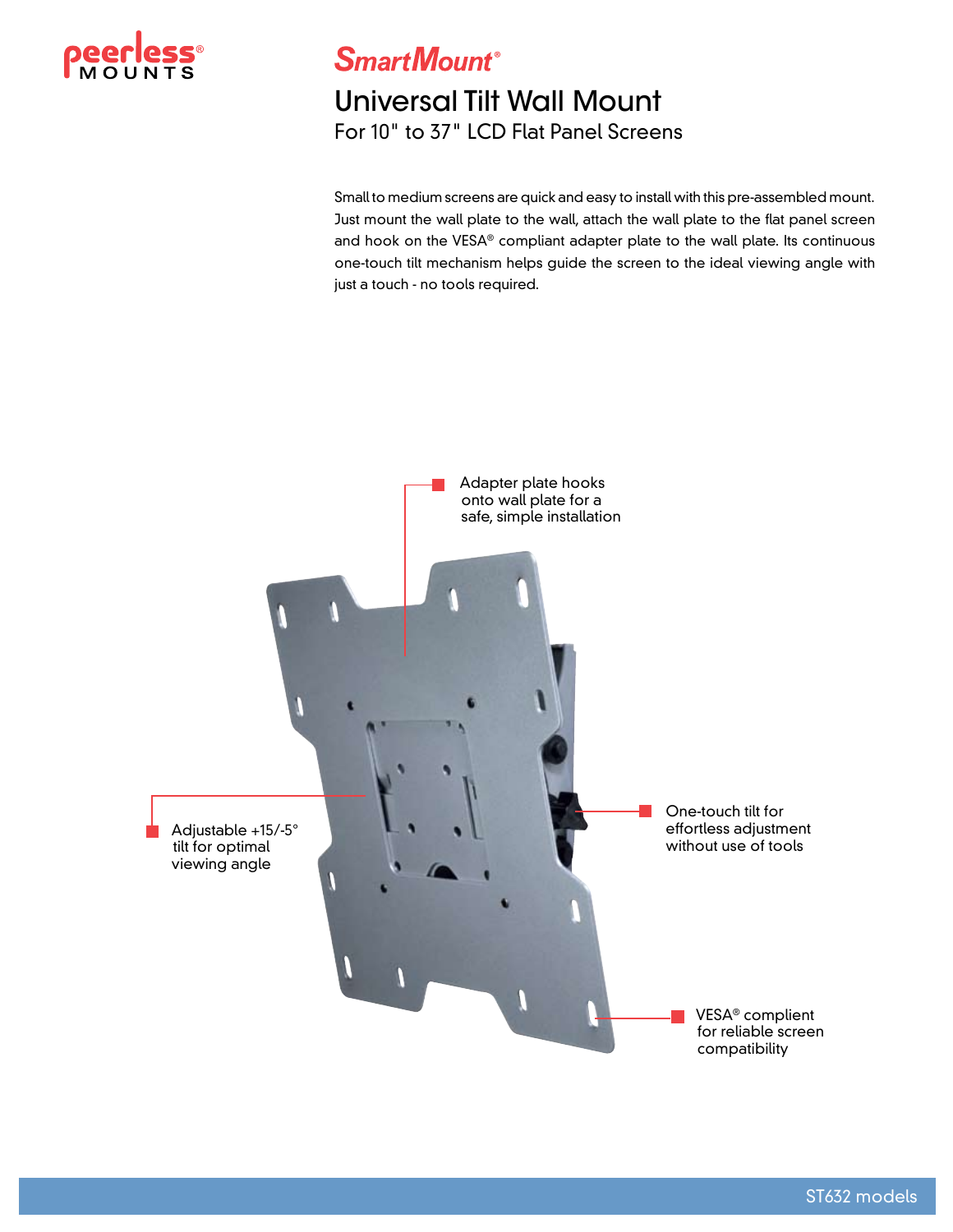peerless® MOUNTS

# SmartMount®

## Universal Tilt Wall Mount

For 10" to 37" LCD Flat Panel Screens

Small to medium screens are quick and easy to install with this pre-assembled mount. Just mount the wall plate to the wall, attach the wall plate to the flat panel screen and hook on the VESA® compliant adapter plate to the wall plate. Its continuous one-touch tilt mechanism helps guide the screen to the ideal viewing angle with just a touch - no tools required.

- Adapter plate hooks onto wall plate for a safe, simple installation
- Adjustable +15/-5° tilt for optimal viewing angle
- One-touch tilt for effortless adjustment without use of tools
- VESA® complient for reliable screen compatibility

ST632 models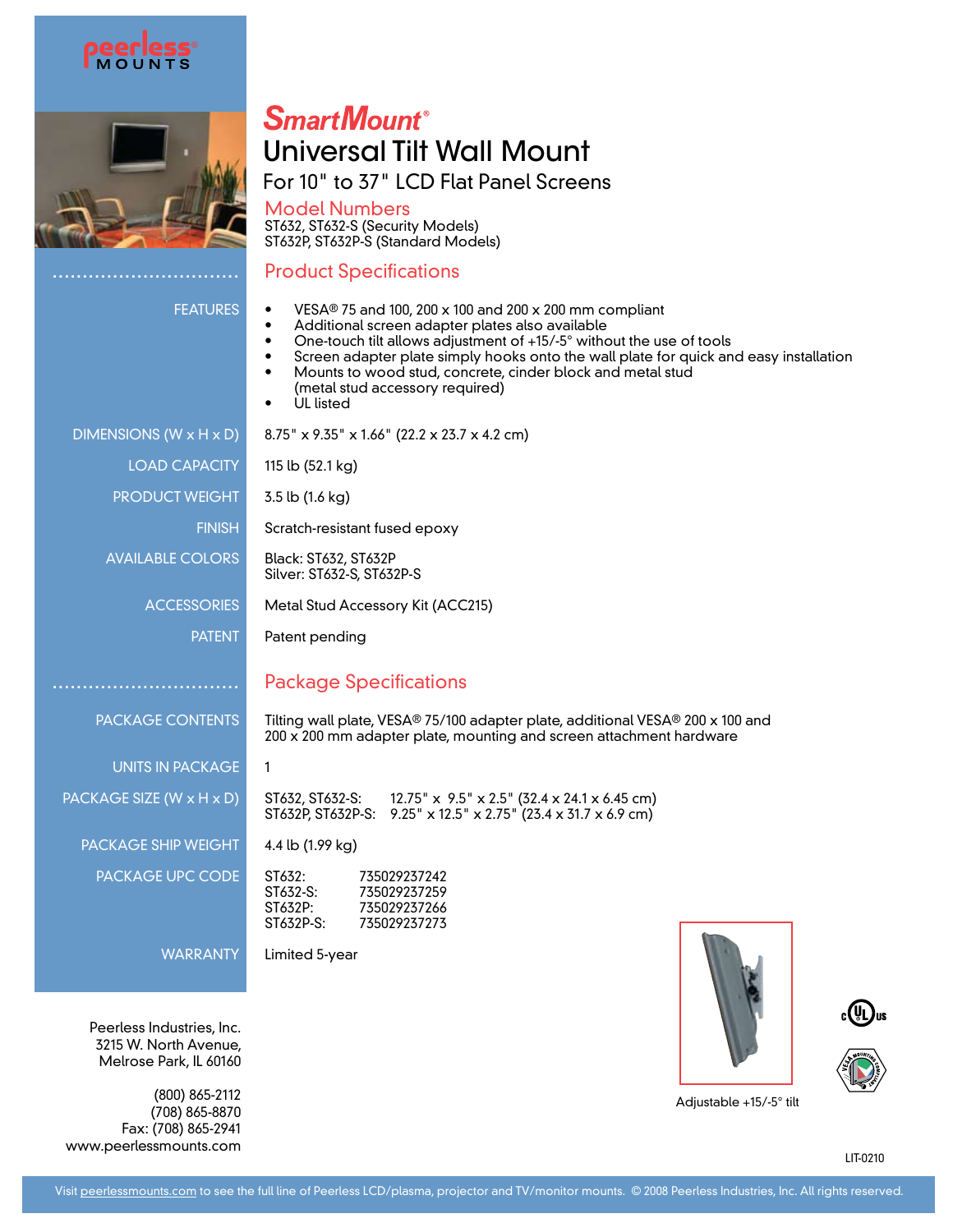# SmartMount®

## Universal Tilt Wall Mount

### For 10" to 37" LCD Flat Panel Screens

## Model Numbers

ST632, ST632-S (Security Models)
ST632P, ST632P-S (Standard Models)

## Product Specifications

| | |
|---|---|
| FEATURES | • VESA® 75 and 100, 200 x 100 and 200 x 200 mm compliant<br>• Additional screen adapter plates also available<br>• One-touch tilt allows adjustment of +15/-5° without the use of tools<br>• Screen adapter plate simply hooks onto the wall plate for quick and easy installation<br>• Mounts to wood stud, concrete, cinder block and metal stud (metal stud accessory required)<br>• UL listed |
| DIMENSIONS (W x H x D) | 8.75" x 9.35" x 1.66" (22.2 x 23.7 x 4.2 cm) |
| LOAD CAPACITY | 115 lb (52.1 kg) |
| PRODUCT WEIGHT | 3.5 lb (1.6 kg) |
| FINISH | Scratch-resistant fused epoxy |
| AVAILABLE COLORS | Black: ST632, ST632P<br>Silver: ST632-S, ST632P-S |
| ACCESSORIES | Metal Stud Accessory Kit (ACC215) |
| PATENT | Patent pending |

## Package Specifications

| | |
|---|---|
| PACKAGE CONTENTS | Tilting wall plate, VESA® 75/100 adapter plate, additional VESA® 200 x 100 and 200 x 200 mm adapter plate, mounting and screen attachment hardware |
| UNITS IN PACKAGE | 1 |
| PACKAGE SIZE (W x H x D) | ST632, ST632-S: 12.75" x 9.5" x 2.5" (32.4 x 24.1 x 6.45 cm)<br>ST632P, ST632P-S: 9.25" x 12.5" x 2.75" (23.4 x 31.7 x 6.9 cm) |
| PACKAGE SHIP WEIGHT | 4.4 lb (1.99 kg) |
| PACKAGE UPC CODE | ST632: 735029237242<br>ST632-S: 735029237259<br>ST632P: 735029237266<br>ST632P-S: 735029237273 |
| WARRANTY | Limited 5-year |

Adjustable +15/-5° tilt

Peerless Industries, Inc.
3215 W. North Avenue,
Melrose Park, IL 60160

(800) 865-2112
(708) 865-8870
Fax: (708) 865-2941
www.peerlessmounts.com

LIT-0210

Visit peerlessmounts.com to see the full line of Peerless LCD/plasma, projector and TV/monitor mounts. © 2008 Peerless Industries, Inc. All rights reserved.